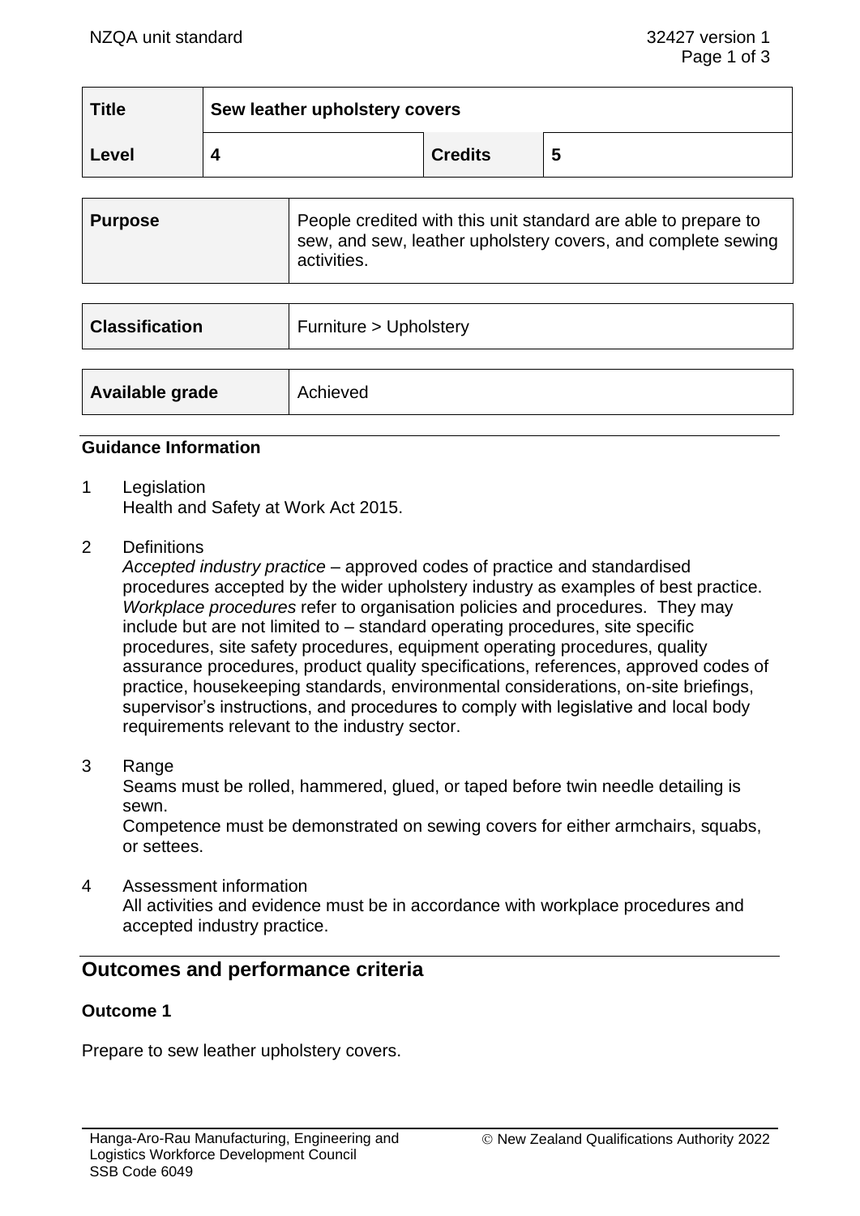| Title | Sew leather upholstery covers | | |
|---|---|---|---|
| Level | 4 | Credits | 5 |

| Purpose | People credited with this unit standard are able to prepare to sew, and sew, leather upholstery covers, and complete sewing activities. |
|---|---|

| Classification | Furniture > Upholstery |
|---|---|

| Available grade | Achieved |
|---|---|

## Guidance Information

1 Legislation
Health and Safety at Work Act 2015.

2 Definitions
*Accepted industry practice* – approved codes of practice and standardised procedures accepted by the wider upholstery industry as examples of best practice.
*Workplace procedures* refer to organisation policies and procedures. They may include but are not limited to – standard operating procedures, site specific procedures, site safety procedures, equipment operating procedures, quality assurance procedures, product quality specifications, references, approved codes of practice, housekeeping standards, environmental considerations, on-site briefings, supervisor's instructions, and procedures to comply with legislative and local body requirements relevant to the industry sector.

3 Range
Seams must be rolled, hammered, glued, or taped before twin needle detailing is sewn.
Competence must be demonstrated on sewing covers for either armchairs, squabs, or settees.

4 Assessment information
All activities and evidence must be in accordance with workplace procedures and accepted industry practice.

# Outcomes and performance criteria

### Outcome 1

Prepare to sew leather upholstery covers.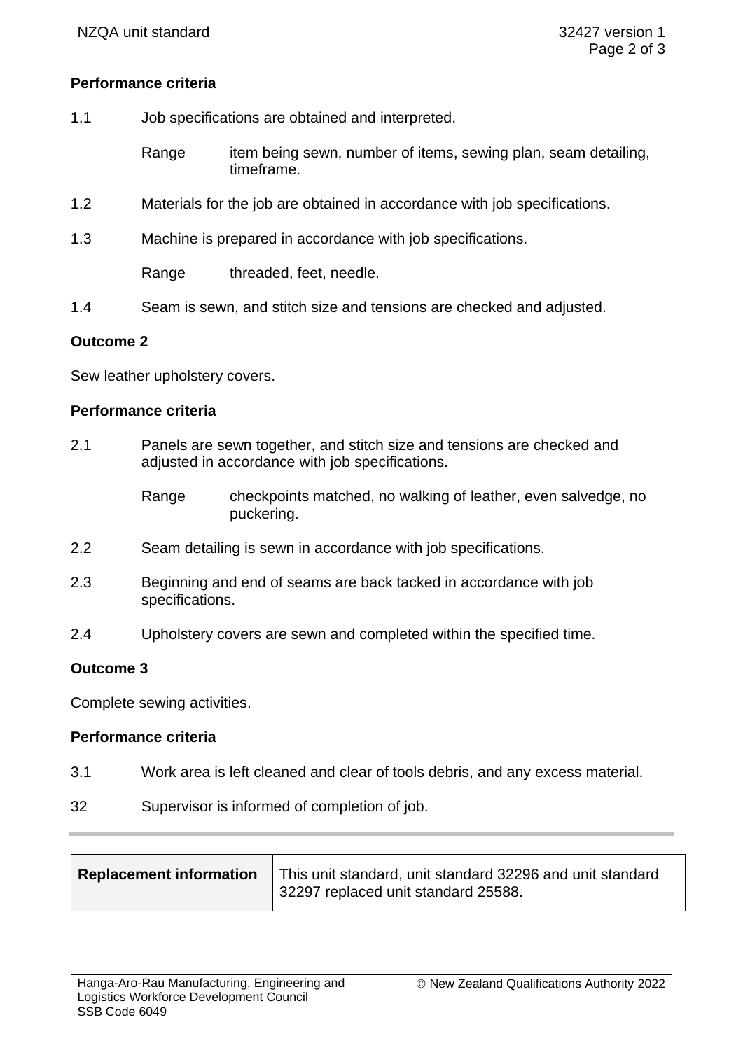**Performance criteria**

1.1 Job specifications are obtained and interpreted.

Range item being sewn, number of items, sewing plan, seam detailing, timeframe.

1.2 Materials for the job are obtained in accordance with job specifications.

1.3 Machine is prepared in accordance with job specifications.

Range threaded, feet, needle.

1.4 Seam is sewn, and stitch size and tensions are checked and adjusted.

**Outcome 2**

Sew leather upholstery covers.

**Performance criteria**

2.1 Panels are sewn together, and stitch size and tensions are checked and adjusted in accordance with job specifications.

Range checkpoints matched, no walking of leather, even salvedge, no puckering.

2.2 Seam detailing is sewn in accordance with job specifications.

2.3 Beginning and end of seams are back tacked in accordance with job specifications.

2.4 Upholstery covers are sewn and completed within the specified time.

**Outcome 3**

Complete sewing activities.

**Performance criteria**

3.1 Work area is left cleaned and clear of tools debris, and any excess material.

32 Supervisor is informed of completion of job.

| **Replacement information** | This unit standard, unit standard 32296 and unit standard 32297 replaced unit standard 25588. |
|---|---|

Hanga-Aro-Rau Manufacturing, Engineering and Logistics Workforce Development Council
SSB Code 6049

© New Zealand Qualifications Authority 2022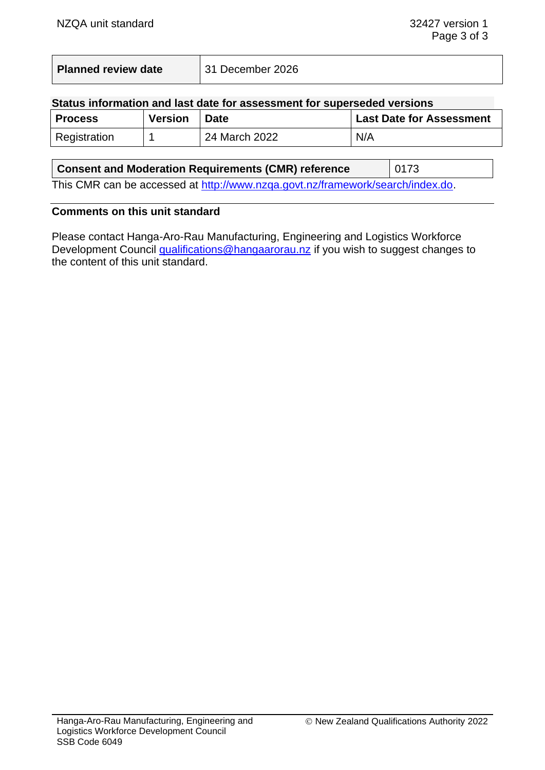| | |
|---|---|
| **Planned review date** | 31 December 2026 |

**Status information and last date for assessment for superseded versions**

| Process | Version | Date | Last Date for Assessment |
|---|---|---|---|
| Registration | 1 | 24 March 2022 | N/A |

| | |
|---|---|
| **Consent and Moderation Requirements (CMR) reference** | 0173 |

This CMR can be accessed at http://www.nzqa.govt.nz/framework/search/index.do.

**Comments on this unit standard**

Please contact Hanga-Aro-Rau Manufacturing, Engineering and Logistics Workforce Development Council qualifications@hangaarorau.nz if you wish to suggest changes to the content of this unit standard.